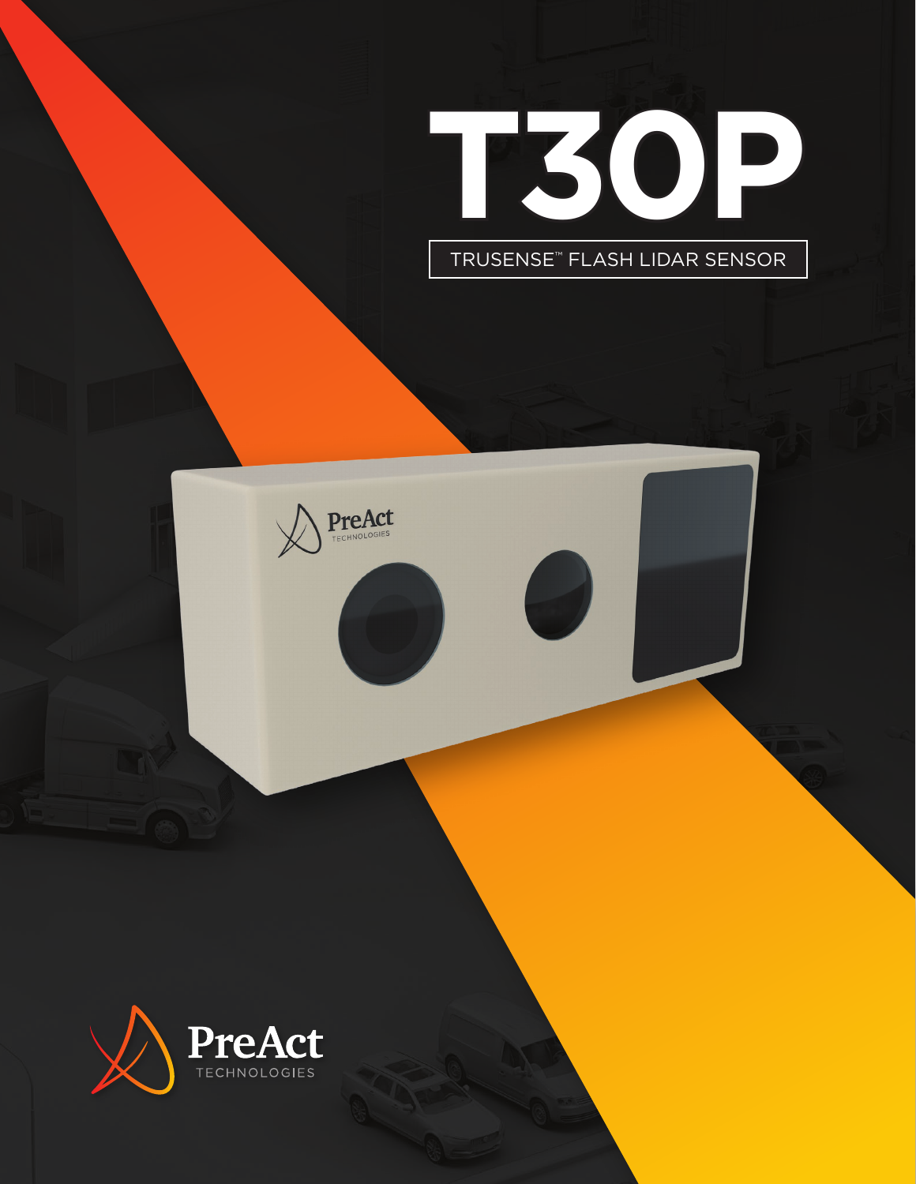# T30P

TRUSENSE™ FLASH LIDAR SENSOR

PreAct TECHNOLOGIES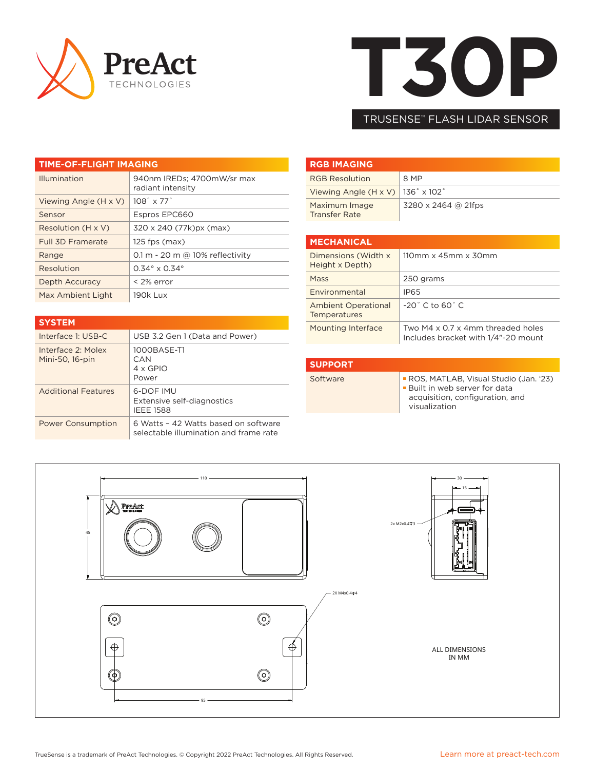# T30P

TRUSENSE™ FLASH LIDAR SENSOR

PreAct TECHNOLOGIES

## TIME-OF-FLIGHT IMAGING

| | |
|---|---|
| Illumination | 940nm IREDs; 4700mW/sr max radiant intensity |
| Viewing Angle (H x V) | 108˚ x 77˚ |
| Sensor | Espros EPC660 |
| Resolution (H x V) | 320 x 240 (77k)px (max) |
| Full 3D Framerate | 125 fps (max) |
| Range | 0.1 m - 20 m @ 10% reflectivity |
| Resolution | 0.34° x 0.34° |
| Depth Accuracy | < 2% error |
| Max Ambient Light | 190k Lux |

## SYSTEM

| | |
|---|---|
| Interface 1: USB-C | USB 3.2 Gen 1 (Data and Power) |
| Interface 2: Molex Mini-50, 16-pin | 1000BASE-T1<br>CAN<br>4 x GPIO<br>Power |
| Additional Features | 6-DOF IMU<br>Extensive self-diagnostics<br>IEEE 1588 |
| Power Consumption | 6 Watts – 42 Watts based on software selectable illumination and frame rate |

## RGB IMAGING

| | |
|---|---|
| RGB Resolution | 8 MP |
| Viewing Angle (H x V) | 136˚ x 102˚ |
| Maximum Image Transfer Rate | 3280 x 2464 @ 21fps |

## MECHANICAL

| | |
|---|---|
| Dimensions (Width x Height x Depth) | 110mm x 45mm x 30mm |
| Mass | 250 grams |
| Environmental | IP65 |
| Ambient Operational Temperatures | -20˚ C to 60˚ C |
| Mounting Interface | Two M4 x 0.7 x 4mm threaded holes<br>Includes bracket with 1/4"-20 mount |

## SUPPORT

| | |
|---|---|
| Software | ▪ ROS, MATLAB, Visual Studio (Jan. '23)<br>▪ Built in web server for data acquisition, configuration, and visualization |

110

45

30

15

2x M2x0.4 ↧3

2X M4x0.4 ↧4

95

ALL DIMENSIONS IN MM

TrueSense is a trademark of PreAct Technologies. © Copyright 2022 PreAct Technologies. All Rights Reserved.

Learn more at preact-tech.com